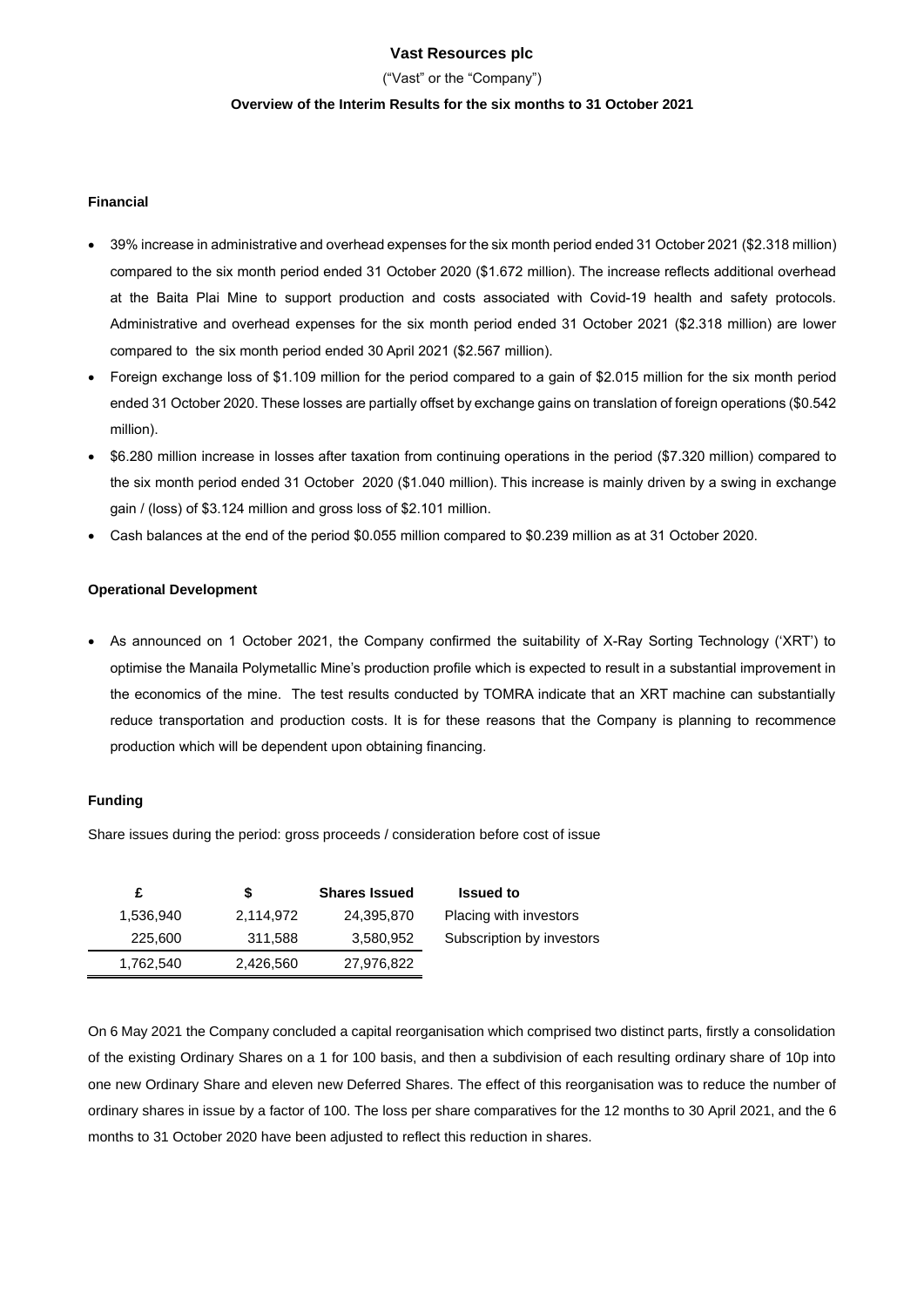# Vast Resources plc

("Vast" or the "Company")

## Overview of the Interim Results for the six months to 31 October 2021

### Financial

- 39% increase in administrative and overhead expenses for the six month period ended 31 October 2021 ($2.318 million) compared to the six month period ended 31 October 2020 ($1.672 million). The increase reflects additional overhead at the Baita Plai Mine to support production and costs associated with Covid-19 health and safety protocols. Administrative and overhead expenses for the six month period ended 31 October 2021 ($2.318 million) are lower compared to the six month period ended 30 April 2021 ($2.567 million).
- Foreign exchange loss of $1.109 million for the period compared to a gain of $2.015 million for the six month period ended 31 October 2020. These losses are partially offset by exchange gains on translation of foreign operations ($0.542 million).
- $6.280 million increase in losses after taxation from continuing operations in the period ($7.320 million) compared to the six month period ended 31 October 2020 ($1.040 million). This increase is mainly driven by a swing in exchange gain / (loss) of $3.124 million and gross loss of $2.101 million.
- Cash balances at the end of the period $0.055 million compared to $0.239 million as at 31 October 2020.

### Operational Development

- As announced on 1 October 2021, the Company confirmed the suitability of X-Ray Sorting Technology ('XRT') to optimise the Manaila Polymetallic Mine's production profile which is expected to result in a substantial improvement in the economics of the mine. The test results conducted by TOMRA indicate that an XRT machine can substantially reduce transportation and production costs. It is for these reasons that the Company is planning to recommence production which will be dependent upon obtaining financing.

### Funding

Share issues during the period: gross proceeds / consideration before cost of issue

| £ | $ | Shares Issued | Issued to |
|---|---|---|---|
| 1,536,940 | 2,114,972 | 24,395,870 | Placing with investors |
| 225,600 | 311,588 | 3,580,952 | Subscription by investors |
| 1,762,540 | 2,426,560 | 27,976,822 | |

On 6 May 2021 the Company concluded a capital reorganisation which comprised two distinct parts, firstly a consolidation of the existing Ordinary Shares on a 1 for 100 basis, and then a subdivision of each resulting ordinary share of 10p into one new Ordinary Share and eleven new Deferred Shares. The effect of this reorganisation was to reduce the number of ordinary shares in issue by a factor of 100. The loss per share comparatives for the 12 months to 30 April 2021, and the 6 months to 31 October 2020 have been adjusted to reflect this reduction in shares.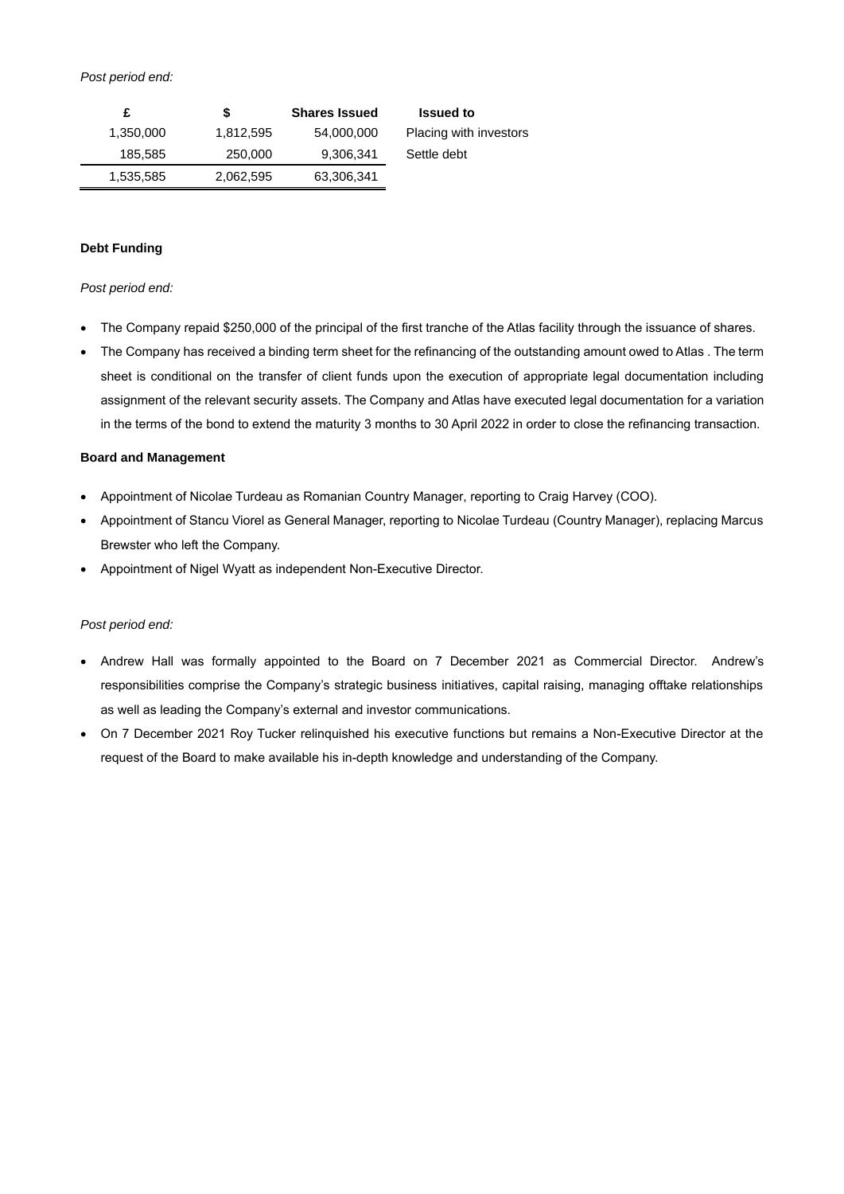*Post period end:*

| £ | $ | Shares Issued | Issued to |
|---|---|---|---|
| 1,350,000 | 1,812,595 | 54,000,000 | Placing with investors |
| 185,585 | 250,000 | 9,306,341 | Settle debt |
| 1,535,585 | 2,062,595 | 63,306,341 | |

**Debt Funding**

*Post period end:*

- The Company repaid $250,000 of the principal of the first tranche of the Atlas facility through the issuance of shares.
- The Company has received a binding term sheet for the refinancing of the outstanding amount owed to Atlas . The term sheet is conditional on the transfer of client funds upon the execution of appropriate legal documentation including assignment of the relevant security assets. The Company and Atlas have executed legal documentation for a variation in the terms of the bond to extend the maturity 3 months to 30 April 2022 in order to close the refinancing transaction.

**Board and Management**

- Appointment of Nicolae Turdeau as Romanian Country Manager, reporting to Craig Harvey (COO).
- Appointment of Stancu Viorel as General Manager, reporting to Nicolae Turdeau (Country Manager), replacing Marcus Brewster who left the Company.
- Appointment of Nigel Wyatt as independent Non-Executive Director.

*Post period end:*

- Andrew Hall was formally appointed to the Board on 7 December 2021 as Commercial Director. Andrew's responsibilities comprise the Company's strategic business initiatives, capital raising, managing offtake relationships as well as leading the Company's external and investor communications.
- On 7 December 2021 Roy Tucker relinquished his executive functions but remains a Non-Executive Director at the request of the Board to make available his in-depth knowledge and understanding of the Company.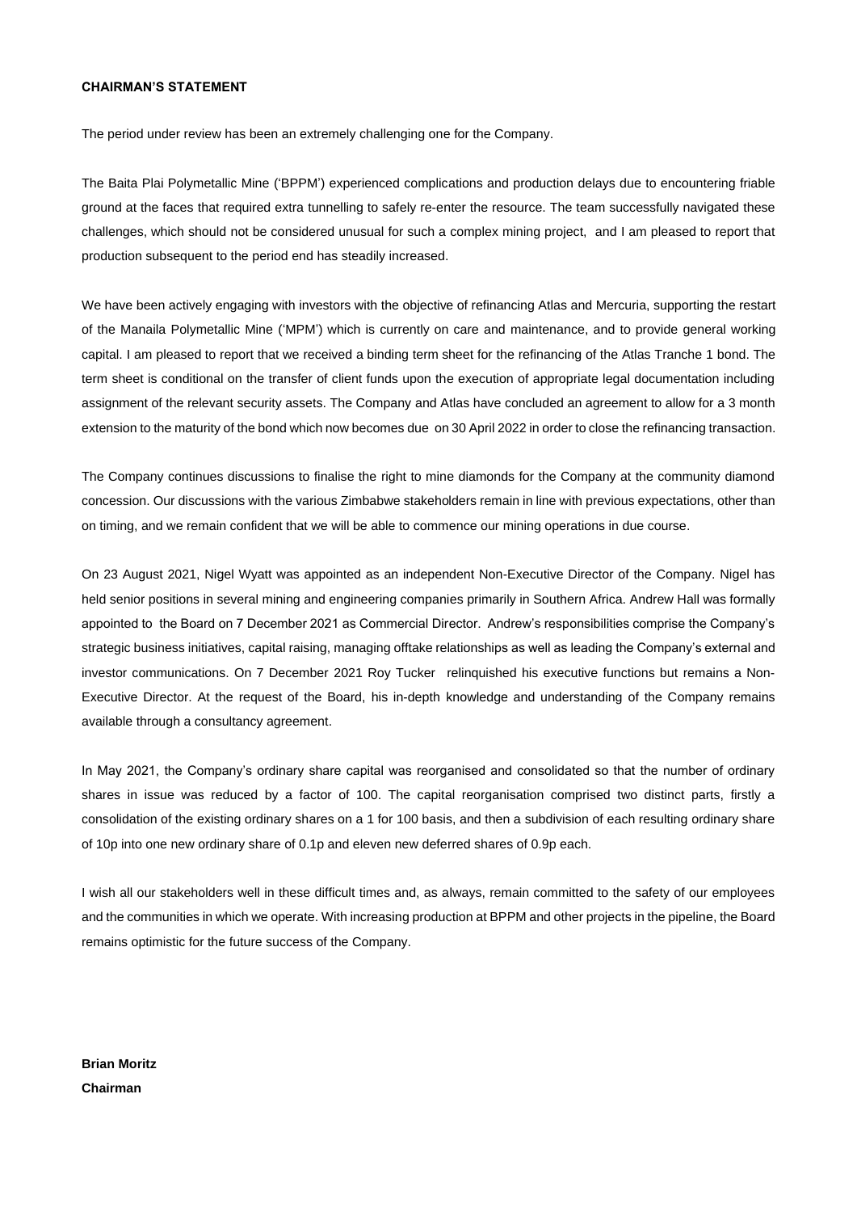**CHAIRMAN'S STATEMENT**

The period under review has been an extremely challenging one for the Company.

The Baita Plai Polymetallic Mine ('BPPM') experienced complications and production delays due to encountering friable ground at the faces that required extra tunnelling to safely re-enter the resource. The team successfully navigated these challenges, which should not be considered unusual for such a complex mining project, and I am pleased to report that production subsequent to the period end has steadily increased.

We have been actively engaging with investors with the objective of refinancing Atlas and Mercuria, supporting the restart of the Manaila Polymetallic Mine ('MPM') which is currently on care and maintenance, and to provide general working capital. I am pleased to report that we received a binding term sheet for the refinancing of the Atlas Tranche 1 bond. The term sheet is conditional on the transfer of client funds upon the execution of appropriate legal documentation including assignment of the relevant security assets. The Company and Atlas have concluded an agreement to allow for a 3 month extension to the maturity of the bond which now becomes due on 30 April 2022 in order to close the refinancing transaction.

The Company continues discussions to finalise the right to mine diamonds for the Company at the community diamond concession. Our discussions with the various Zimbabwe stakeholders remain in line with previous expectations, other than on timing, and we remain confident that we will be able to commence our mining operations in due course.

On 23 August 2021, Nigel Wyatt was appointed as an independent Non-Executive Director of the Company. Nigel has held senior positions in several mining and engineering companies primarily in Southern Africa. Andrew Hall was formally appointed to the Board on 7 December 2021 as Commercial Director. Andrew's responsibilities comprise the Company's strategic business initiatives, capital raising, managing offtake relationships as well as leading the Company's external and investor communications. On 7 December 2021 Roy Tucker relinquished his executive functions but remains a Non-Executive Director. At the request of the Board, his in-depth knowledge and understanding of the Company remains available through a consultancy agreement.

In May 2021, the Company's ordinary share capital was reorganised and consolidated so that the number of ordinary shares in issue was reduced by a factor of 100. The capital reorganisation comprised two distinct parts, firstly a consolidation of the existing ordinary shares on a 1 for 100 basis, and then a subdivision of each resulting ordinary share of 10p into one new ordinary share of 0.1p and eleven new deferred shares of 0.9p each.

I wish all our stakeholders well in these difficult times and, as always, remain committed to the safety of our employees and the communities in which we operate. With increasing production at BPPM and other projects in the pipeline, the Board remains optimistic for the future success of the Company.

**Brian Moritz**
**Chairman**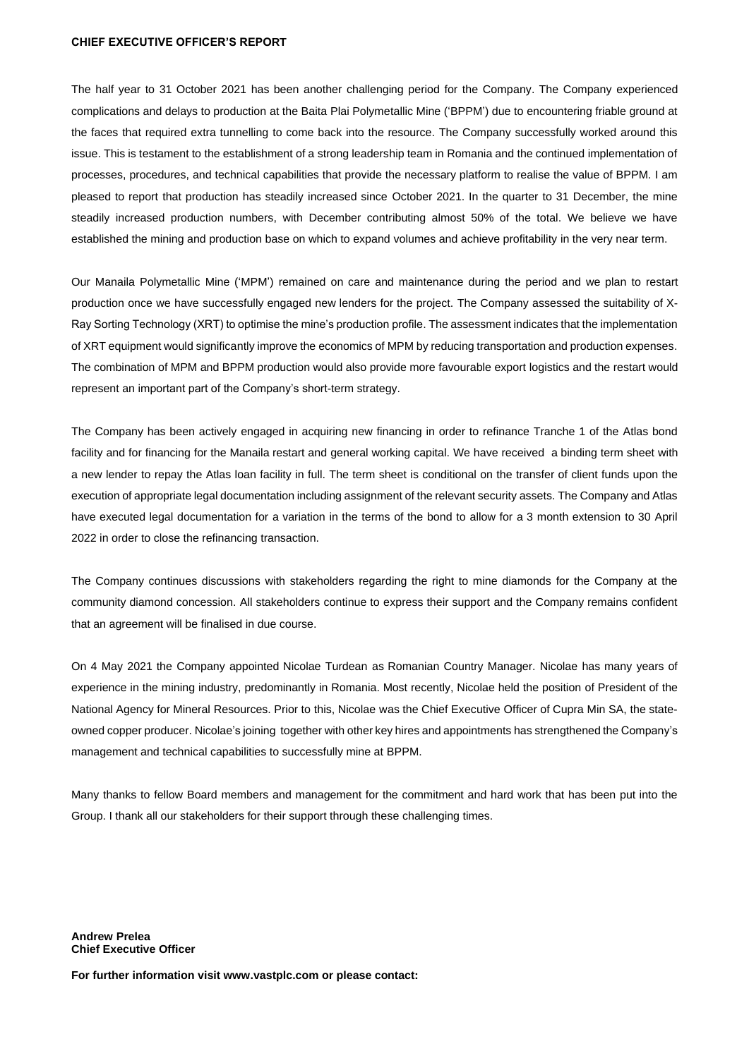# CHIEF EXECUTIVE OFFICER'S REPORT

The half year to 31 October 2021 has been another challenging period for the Company. The Company experienced complications and delays to production at the Baita Plai Polymetallic Mine ('BPPM') due to encountering friable ground at the faces that required extra tunnelling to come back into the resource. The Company successfully worked around this issue. This is testament to the establishment of a strong leadership team in Romania and the continued implementation of processes, procedures, and technical capabilities that provide the necessary platform to realise the value of BPPM. I am pleased to report that production has steadily increased since October 2021. In the quarter to 31 December, the mine steadily increased production numbers, with December contributing almost 50% of the total. We believe we have established the mining and production base on which to expand volumes and achieve profitability in the very near term.

Our Manaila Polymetallic Mine ('MPM') remained on care and maintenance during the period and we plan to restart production once we have successfully engaged new lenders for the project. The Company assessed the suitability of X-Ray Sorting Technology (XRT) to optimise the mine's production profile. The assessment indicates that the implementation of XRT equipment would significantly improve the economics of MPM by reducing transportation and production expenses. The combination of MPM and BPPM production would also provide more favourable export logistics and the restart would represent an important part of the Company's short-term strategy.

The Company has been actively engaged in acquiring new financing in order to refinance Tranche 1 of the Atlas bond facility and for financing for the Manaila restart and general working capital. We have received a binding term sheet with a new lender to repay the Atlas loan facility in full. The term sheet is conditional on the transfer of client funds upon the execution of appropriate legal documentation including assignment of the relevant security assets. The Company and Atlas have executed legal documentation for a variation in the terms of the bond to allow for a 3 month extension to 30 April 2022 in order to close the refinancing transaction.

The Company continues discussions with stakeholders regarding the right to mine diamonds for the Company at the community diamond concession. All stakeholders continue to express their support and the Company remains confident that an agreement will be finalised in due course.

On 4 May 2021 the Company appointed Nicolae Turdean as Romanian Country Manager. Nicolae has many years of experience in the mining industry, predominantly in Romania. Most recently, Nicolae held the position of President of the National Agency for Mineral Resources. Prior to this, Nicolae was the Chief Executive Officer of Cupra Min SA, the state-owned copper producer. Nicolae's joining together with other key hires and appointments has strengthened the Company's management and technical capabilities to successfully mine at BPPM.

Many thanks to fellow Board members and management for the commitment and hard work that has been put into the Group. I thank all our stakeholders for their support through these challenging times.

**Andrew Prelea**
**Chief Executive Officer**

**For further information visit www.vastplc.com or please contact:**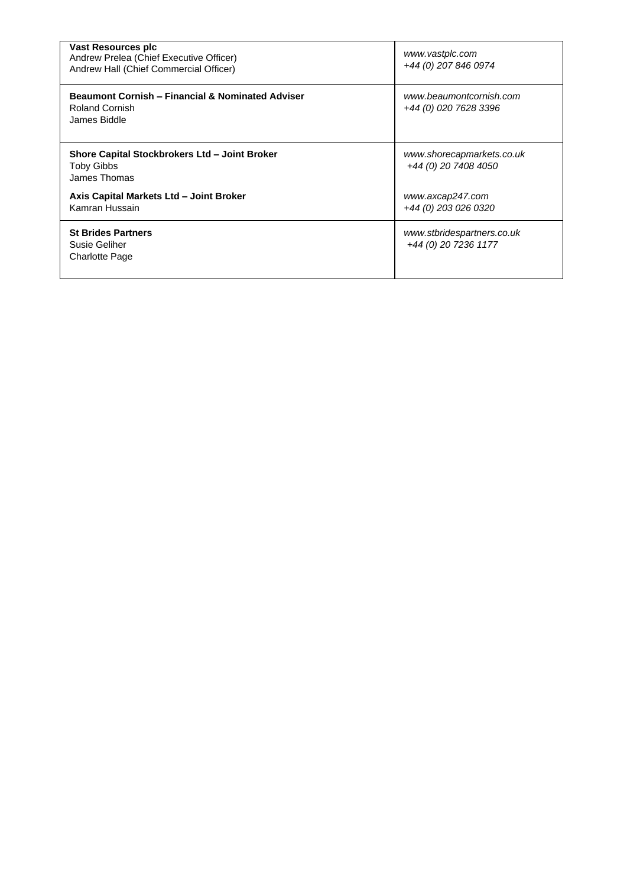| | |
|---|---|
| **Vast Resources plc**<br>Andrew Prelea (Chief Executive Officer)<br>Andrew Hall (Chief Commercial Officer) | *www.vastplc.com*<br>*+44 (0) 207 846 0974* |
| **Beaumont Cornish – Financial & Nominated Adviser**<br>Roland Cornish<br>James Biddle | *www.beaumontcornish.com*<br>*+44 (0) 020 7628 3396* |
| **Shore Capital Stockbrokers Ltd – Joint Broker**<br>Toby Gibbs<br>James Thomas<br><br>**Axis Capital Markets Ltd – Joint Broker**<br>Kamran Hussain | *www.shorecapmarkets.co.uk*<br>*+44 (0) 20 7408 4050*<br><br>*www.axcap247.com*<br>*+44 (0) 203 026 0320* |
| **St Brides Partners**<br>Susie Geliher<br>Charlotte Page | *www.stbridespartners.co.uk*<br>*+44 (0) 20 7236 1177* |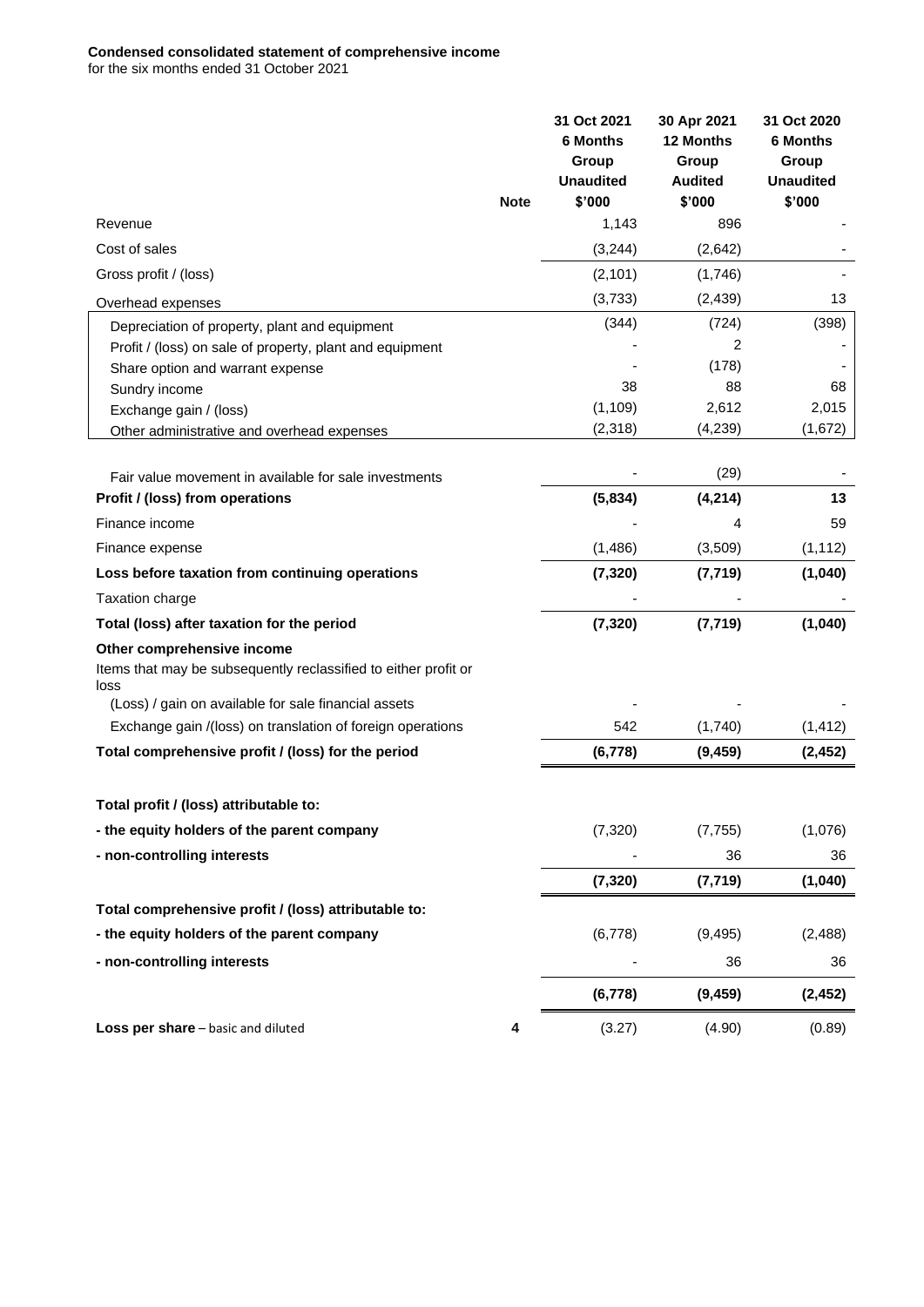**Condensed consolidated statement of comprehensive income**
for the six months ended 31 October 2021

| | Note | 31 Oct 2021 6 Months Group Unaudited $'000 | 30 Apr 2021 12 Months Group Audited $'000 | 31 Oct 2020 6 Months Group Unaudited $'000 |
|---|---|---|---|---|
| Revenue | | 1,143 | 896 | - |
| Cost of sales | | (3,244) | (2,642) | - |
| Gross profit / (loss) | | (2,101) | (1,746) | - |
| Overhead expenses | | (3,733) | (2,439) | 13 |
| Depreciation of property, plant and equipment | | (344) | (724) | (398) |
| Profit / (loss) on sale of property, plant and equipment | | - | 2 | - |
| Share option and warrant expense | | - | (178) | - |
| Sundry income | | 38 | 88 | 68 |
| Exchange gain / (loss) | | (1,109) | 2,612 | 2,015 |
| Other administrative and overhead expenses | | (2,318) | (4,239) | (1,672) |
| Fair value movement in available for sale investments | | - | (29) | - |
| **Profit / (loss) from operations** | | **(5,834)** | **(4,214)** | **13** |
| Finance income | | - | 4 | 59 |
| Finance expense | | (1,486) | (3,509) | (1,112) |
| **Loss before taxation from continuing operations** | | **(7,320)** | **(7,719)** | **(1,040)** |
| Taxation charge | | - | - | - |
| **Total (loss) after taxation for the period** | | **(7,320)** | **(7,719)** | **(1,040)** |
| **Other comprehensive income** | | | | |
| Items that may be subsequently reclassified to either profit or loss | | | | |
| (Loss) / gain on available for sale financial assets | | - | - | - |
| Exchange gain /(loss) on translation of foreign operations | | 542 | (1,740) | (1,412) |
| **Total comprehensive profit / (loss) for the period** | | **(6,778)** | **(9,459)** | **(2,452)** |
| | | | | |
| **Total profit / (loss) attributable to:** | | | | |
| **- the equity holders of the parent company** | | (7,320) | (7,755) | (1,076) |
| **- non-controlling interests** | | - | 36 | 36 |
| | | **(7,320)** | **(7,719)** | **(1,040)** |
| **Total comprehensive profit / (loss) attributable to:** | | | | |
| **- the equity holders of the parent company** | | (6,778) | (9,495) | (2,488) |
| **- non-controlling interests** | | - | 36 | 36 |
| | | **(6,778)** | **(9,459)** | **(2,452)** |
| **Loss per share** – basic and diluted | **4** | (3.27) | (4.90) | (0.89) |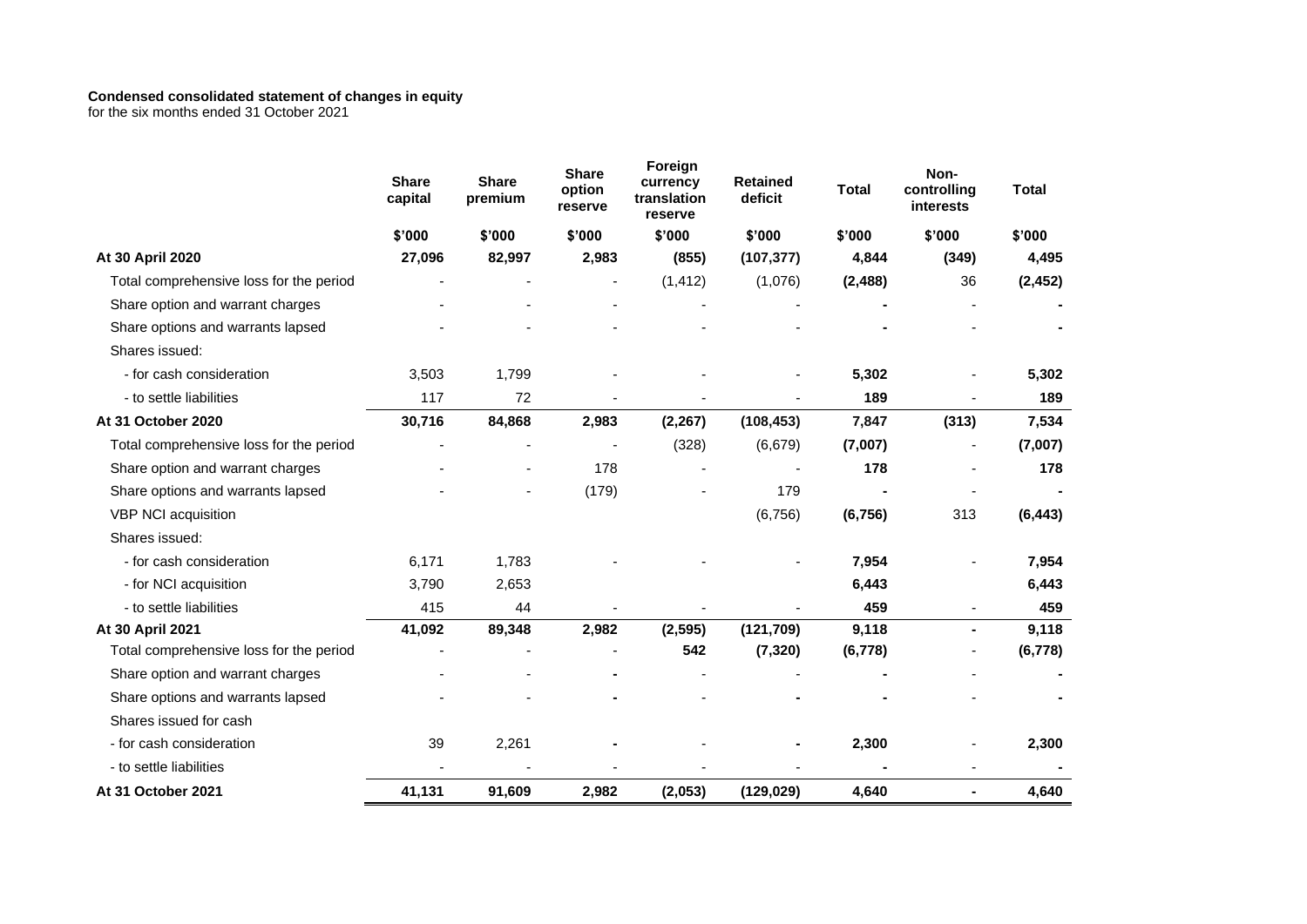**Condensed consolidated statement of changes in equity**
for the six months ended 31 October 2021

| | Share capital | Share premium | Share option reserve | Foreign currency translation reserve | Retained deficit | Total | Non-controlling interests | Total |
|---|---|---|---|---|---|---|---|---|
| | $'000 | $'000 | $'000 | $'000 | $'000 | $'000 | $'000 | $'000 |
| **At 30 April 2020** | **27,096** | **82,997** | **2,983** | **(855)** | **(107,377)** | **4,844** | **(349)** | **4,495** |
| Total comprehensive loss for the period | - | - | - | (1,412) | (1,076) | **(2,488)** | 36 | **(2,452)** |
| Share option and warrant charges | - | - | - | - | - | **-** | - | **-** |
| Share options and warrants lapsed | - | - | - | - | - | **-** | - | **-** |
| Shares issued: | | | | | | | | |
| - for cash consideration | 3,503 | 1,799 | - | - | - | **5,302** | - | **5,302** |
| - to settle liabilities | 117 | 72 | - | - | - | **189** | - | **189** |
| **At 31 October 2020** | **30,716** | **84,868** | **2,983** | **(2,267)** | **(108,453)** | **7,847** | **(313)** | **7,534** |
| Total comprehensive loss for the period | - | - | - | (328) | (6,679) | **(7,007)** | - | **(7,007)** |
| Share option and warrant charges | - | - | 178 | - | - | **178** | - | **178** |
| Share options and warrants lapsed | - | - | (179) | - | 179 | **-** | - | **-** |
| VBP NCI acquisition | | | | | (6,756) | **(6,756)** | 313 | **(6,443)** |
| Shares issued: | | | | | | | | |
| - for cash consideration | 6,171 | 1,783 | - | - | - | **7,954** | - | **7,954** |
| - for NCI acquisition | 3,790 | 2,653 | | | | **6,443** | | **6,443** |
| - to settle liabilities | 415 | 44 | - | - | - | **459** | - | **459** |
| **At 30 April 2021** | **41,092** | **89,348** | **2,982** | **(2,595)** | **(121,709)** | **9,118** | **-** | **9,118** |
| Total comprehensive loss for the period | - | - | - | **542** | **(7,320)** | **(6,778)** | - | **(6,778)** |
| Share option and warrant charges | - | - | **-** | - | - | **-** | - | **-** |
| Share options and warrants lapsed | - | - | **-** | - | **-** | **-** | - | **-** |
| Shares issued for cash | | | | | | | | |
| - for cash consideration | 39 | 2,261 | **-** | - | **-** | **2,300** | - | **2,300** |
| - to settle liabilities | - | - | - | - | - | **-** | - | **-** |
| **At 31 October 2021** | **41,131** | **91,609** | **2,982** | **(2,053)** | **(129,029)** | **4,640** | **-** | **4,640** |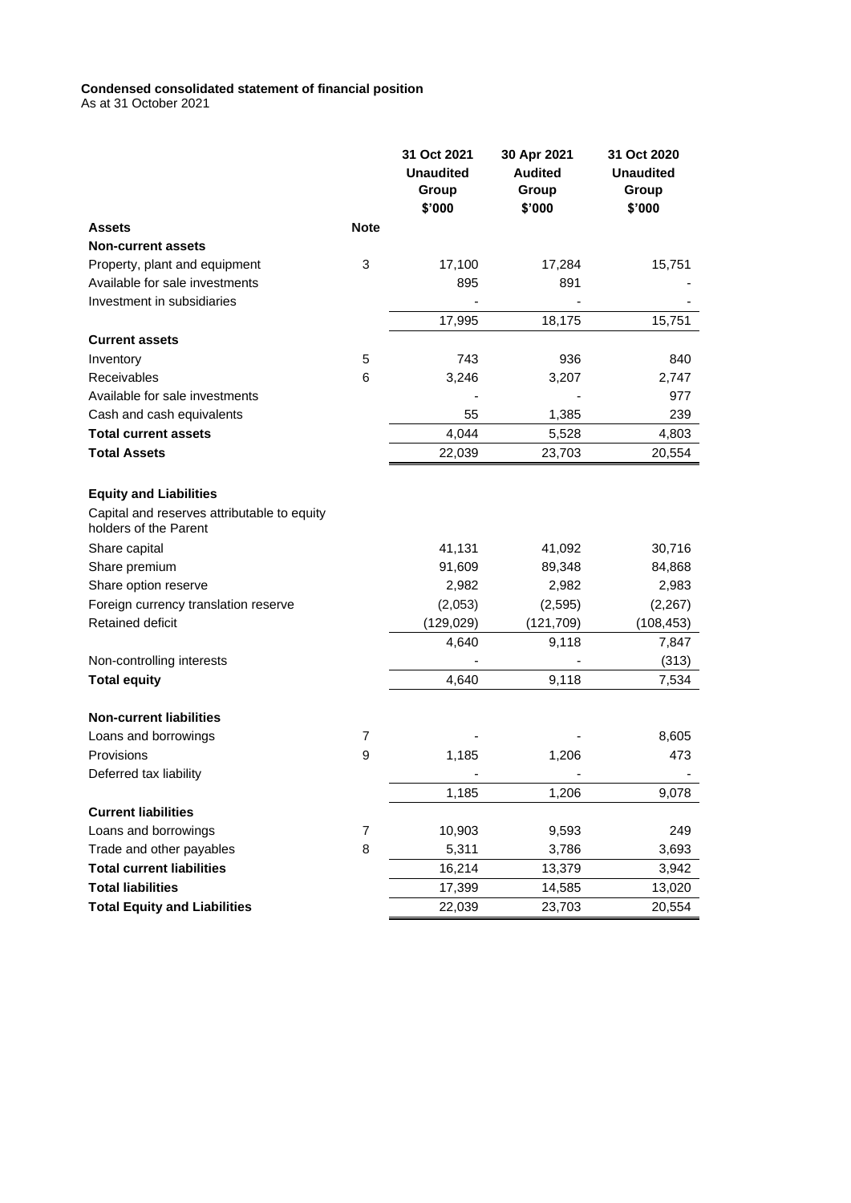**Condensed consolidated statement of financial position**
As at 31 October 2021

| | Note | 31 Oct 2021 Unaudited Group $'000 | 30 Apr 2021 Audited Group $'000 | 31 Oct 2020 Unaudited Group $'000 |
|---|---|---|---|---|
| **Assets** | | | | |
| **Non-current assets** | | | | |
| Property, plant and equipment | 3 | 17,100 | 17,284 | 15,751 |
| Available for sale investments | | 895 | 891 | - |
| Investment in subsidiaries | | - | - | - |
| | | 17,995 | 18,175 | 15,751 |
| **Current assets** | | | | |
| Inventory | 5 | 743 | 936 | 840 |
| Receivables | 6 | 3,246 | 3,207 | 2,747 |
| Available for sale investments | | - | - | 977 |
| Cash and cash equivalents | | 55 | 1,385 | 239 |
| **Total current assets** | | 4,044 | 5,528 | 4,803 |
| **Total Assets** | | 22,039 | 23,703 | 20,554 |
| | | | | |
| **Equity and Liabilities** | | | | |
| Capital and reserves attributable to equity holders of the Parent | | | | |
| Share capital | | 41,131 | 41,092 | 30,716 |
| Share premium | | 91,609 | 89,348 | 84,868 |
| Share option reserve | | 2,982 | 2,982 | 2,983 |
| Foreign currency translation reserve | | (2,053) | (2,595) | (2,267) |
| Retained deficit | | (129,029) | (121,709) | (108,453) |
| | | 4,640 | 9,118 | 7,847 |
| Non-controlling interests | | - | - | (313) |
| **Total equity** | | 4,640 | 9,118 | 7,534 |
| | | | | |
| **Non-current liabilities** | | | | |
| Loans and borrowings | 7 | - | - | 8,605 |
| Provisions | 9 | 1,185 | 1,206 | 473 |
| Deferred tax liability | | - | - | - |
| | | 1,185 | 1,206 | 9,078 |
| **Current liabilities** | | | | |
| Loans and borrowings | 7 | 10,903 | 9,593 | 249 |
| Trade and other payables | 8 | 5,311 | 3,786 | 3,693 |
| **Total current liabilities** | | 16,214 | 13,379 | 3,942 |
| **Total liabilities** | | 17,399 | 14,585 | 13,020 |
| **Total Equity and Liabilities** | | 22,039 | 23,703 | 20,554 |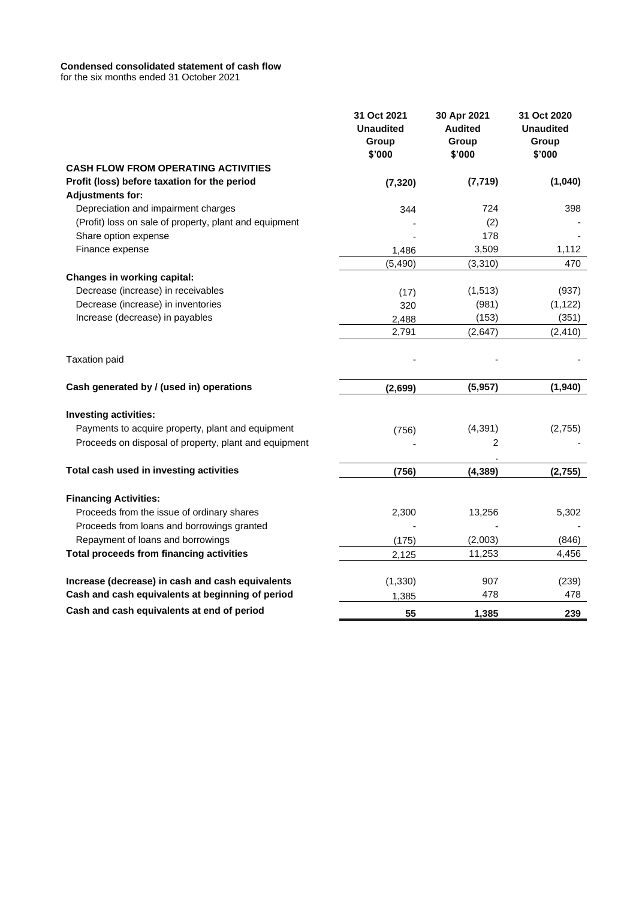**Condensed consolidated statement of cash flow**
for the six months ended 31 October 2021

| | 31 Oct 2021 Unaudited Group $'000 | 30 Apr 2021 Audited Group $'000 | 31 Oct 2020 Unaudited Group $'000 |
|---|---|---|---|
| **CASH FLOW FROM OPERATING ACTIVITIES** | | | |
| **Profit (loss) before taxation for the period** | **(7,320)** | **(7,719)** | **(1,040)** |
| **Adjustments for:** | | | |
| Depreciation and impairment charges | 344 | 724 | 398 |
| (Profit) loss on sale of property, plant and equipment | - | (2) | - |
| Share option expense | - | 178 | - |
| Finance expense | 1,486 | 3,509 | 1,112 |
| | (5,490) | (3,310) | 470 |
| **Changes in working capital:** | | | |
| Decrease (increase) in receivables | (17) | (1,513) | (937) |
| Decrease (increase) in inventories | 320 | (981) | (1,122) |
| Increase (decrease) in payables | 2,488 | (153) | (351) |
| | 2,791 | (2,647) | (2,410) |
| Taxation paid | - | - | - |
| **Cash generated by / (used in) operations** | **(2,699)** | **(5,957)** | **(1,940)** |
| **Investing activities:** | | | |
| Payments to acquire property, plant and equipment | (756) | (4,391) | (2,755) |
| Proceeds on disposal of property, plant and equipment | - | 2 | - |
| **Total cash used in investing activities** | **(756)** | **(4,389)** | **(2,755)** |
| **Financing Activities:** | | | |
| Proceeds from the issue of ordinary shares | 2,300 | 13,256 | 5,302 |
| Proceeds from loans and borrowings granted | - | - | - |
| Repayment of loans and borrowings | (175) | (2,003) | (846) |
| **Total proceeds from financing activities** | 2,125 | 11,253 | 4,456 |
| **Increase (decrease) in cash and cash equivalents** | (1,330) | 907 | (239) |
| **Cash and cash equivalents at beginning of period** | 1,385 | 478 | 478 |
| **Cash and cash equivalents at end of period** | **55** | **1,385** | **239** |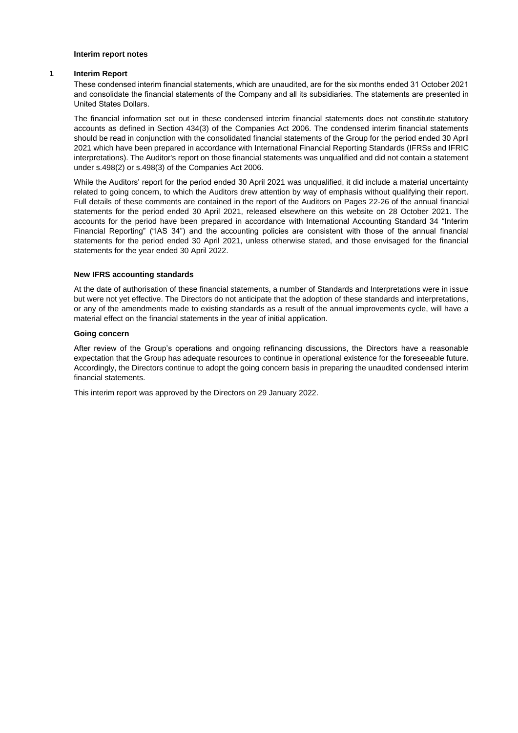**Interim report notes**

## 1 Interim Report

These condensed interim financial statements, which are unaudited, are for the six months ended 31 October 2021 and consolidate the financial statements of the Company and all its subsidiaries. The statements are presented in United States Dollars.

The financial information set out in these condensed interim financial statements does not constitute statutory accounts as defined in Section 434(3) of the Companies Act 2006. The condensed interim financial statements should be read in conjunction with the consolidated financial statements of the Group for the period ended 30 April 2021 which have been prepared in accordance with International Financial Reporting Standards (IFRSs and IFRIC interpretations). The Auditor's report on those financial statements was unqualified and did not contain a statement under s.498(2) or s.498(3) of the Companies Act 2006.

While the Auditors' report for the period ended 30 April 2021 was unqualified, it did include a material uncertainty related to going concern, to which the Auditors drew attention by way of emphasis without qualifying their report. Full details of these comments are contained in the report of the Auditors on Pages 22-26 of the annual financial statements for the period ended 30 April 2021, released elsewhere on this website on 28 October 2021. The accounts for the period have been prepared in accordance with International Accounting Standard 34 "Interim Financial Reporting" ("IAS 34") and the accounting policies are consistent with those of the annual financial statements for the period ended 30 April 2021, unless otherwise stated, and those envisaged for the financial statements for the year ended 30 April 2022.

### New IFRS accounting standards

At the date of authorisation of these financial statements, a number of Standards and Interpretations were in issue but were not yet effective. The Directors do not anticipate that the adoption of these standards and interpretations, or any of the amendments made to existing standards as a result of the annual improvements cycle, will have a material effect on the financial statements in the year of initial application.

### Going concern

After review of the Group's operations and ongoing refinancing discussions, the Directors have a reasonable expectation that the Group has adequate resources to continue in operational existence for the foreseeable future. Accordingly, the Directors continue to adopt the going concern basis in preparing the unaudited condensed interim financial statements.

This interim report was approved by the Directors on 29 January 2022.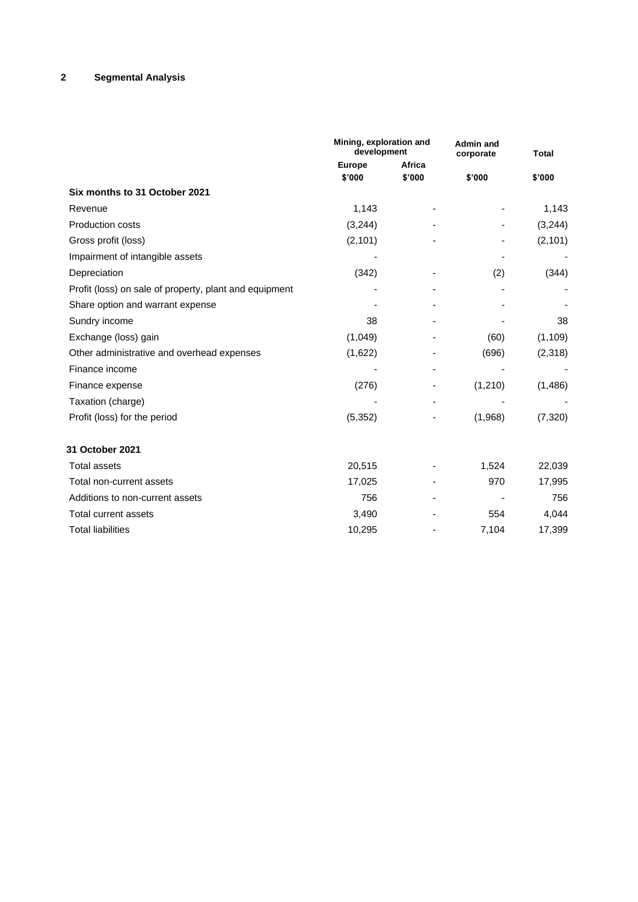## 2 Segmental Analysis

| | Mining, exploration and development | | Admin and corporate | Total |
|---|---|---|---|---|
| | Europe | Africa | | |
| | \$'000 | \$'000 | \$'000 | \$'000 |
| **Six months to 31 October 2021** | | | | |
| Revenue | 1,143 | - | - | 1,143 |
| Production costs | (3,244) | - | - | (3,244) |
| Gross profit (loss) | (2,101) | - | - | (2,101) |
| Impairment of intangible assets | - | | - | - |
| Depreciation | (342) | - | (2) | (344) |
| Profit (loss) on sale of property, plant and equipment | - | - | - | - |
| Share option and warrant expense | - | - | - | - |
| Sundry income | 38 | - | - | 38 |
| Exchange (loss) gain | (1,049) | - | (60) | (1,109) |
| Other administrative and overhead expenses | (1,622) | - | (696) | (2,318) |
| Finance income | - | - | - | - |
| Finance expense | (276) | - | (1,210) | (1,486) |
| Taxation (charge) | - | - | - | - |
| Profit (loss) for the period | (5,352) | - | (1,968) | (7,320) |
| | | | | |
| **31 October 2021** | | | | |
| Total assets | 20,515 | - | 1,524 | 22,039 |
| Total non-current assets | 17,025 | - | 970 | 17,995 |
| Additions to non-current assets | 756 | - | - | 756 |
| Total current assets | 3,490 | - | 554 | 4,044 |
| Total liabilities | 10,295 | - | 7,104 | 17,399 |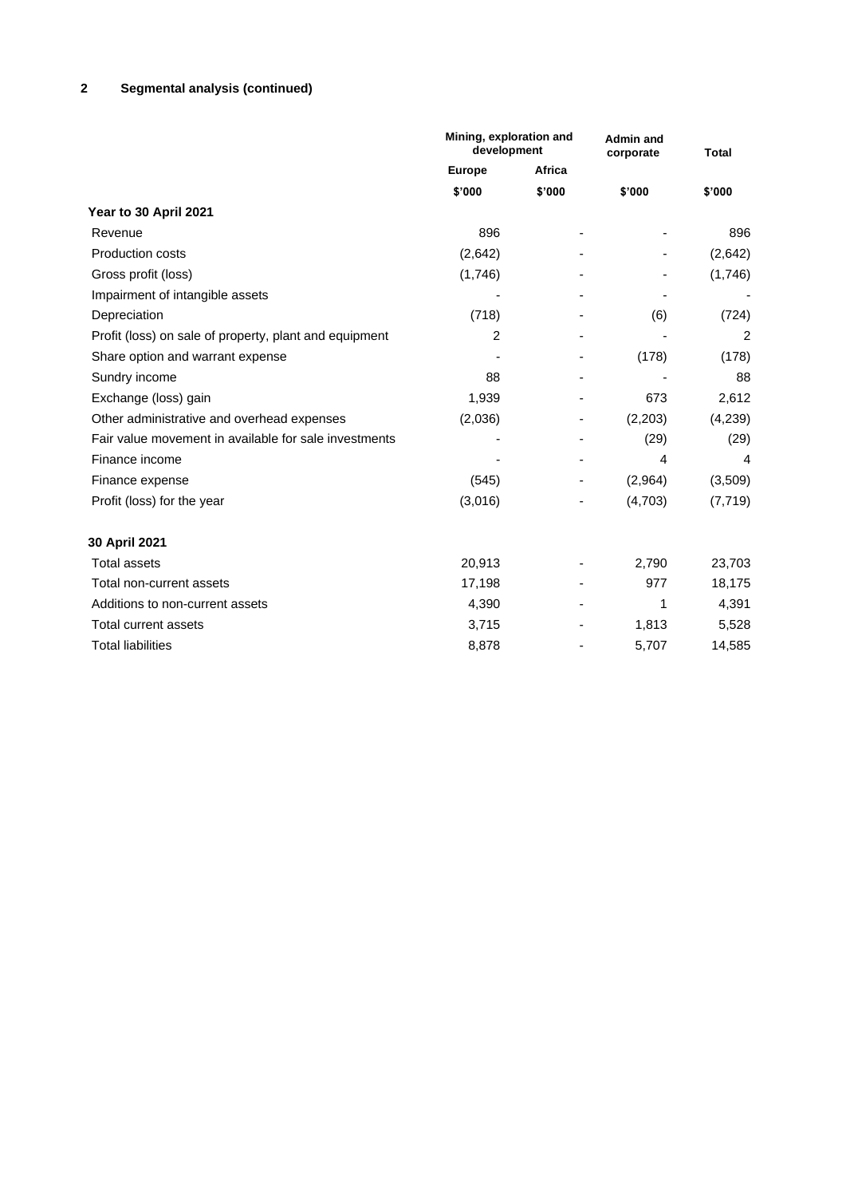## 2 Segmental analysis (continued)

| | Mining, exploration and development | | Admin and corporate | Total |
|---|---|---|---|---|
| | Europe | Africa | | |
| | $'000 | $'000 | $'000 | $'000 |
| **Year to 30 April 2021** | | | | |
| Revenue | 896 | - | - | 896 |
| Production costs | (2,642) | - | - | (2,642) |
| Gross profit (loss) | (1,746) | - | - | (1,746) |
| Impairment of intangible assets | - | - | - | - |
| Depreciation | (718) | - | (6) | (724) |
| Profit (loss) on sale of property, plant and equipment | 2 | - | - | 2 |
| Share option and warrant expense | - | - | (178) | (178) |
| Sundry income | 88 | - | - | 88 |
| Exchange (loss) gain | 1,939 | - | 673 | 2,612 |
| Other administrative and overhead expenses | (2,036) | - | (2,203) | (4,239) |
| Fair value movement in available for sale investments | - | - | (29) | (29) |
| Finance income | - | - | 4 | 4 |
| Finance expense | (545) | - | (2,964) | (3,509) |
| Profit (loss) for the year | (3,016) | - | (4,703) | (7,719) |
| | | | | |
| **30 April 2021** | | | | |
| Total assets | 20,913 | - | 2,790 | 23,703 |
| Total non-current assets | 17,198 | - | 977 | 18,175 |
| Additions to non-current assets | 4,390 | - | 1 | 4,391 |
| Total current assets | 3,715 | - | 1,813 | 5,528 |
| Total liabilities | 8,878 | - | 5,707 | 14,585 |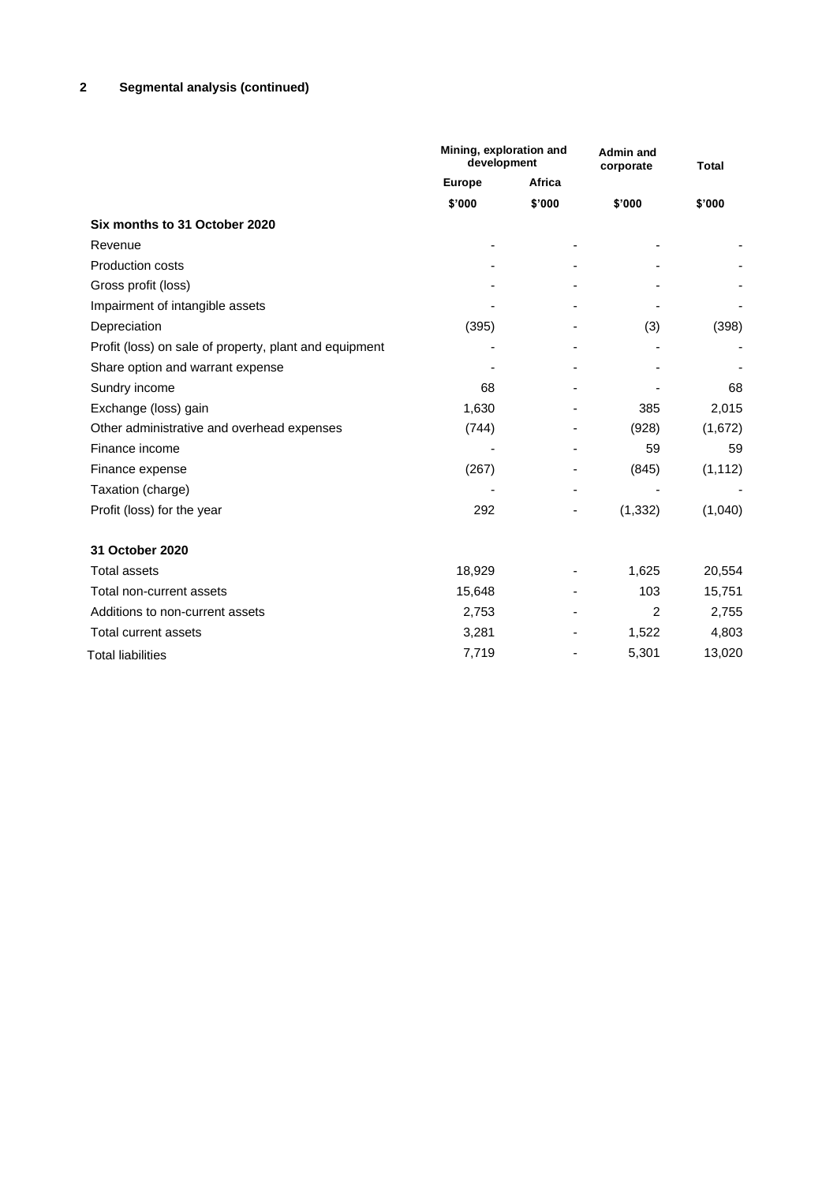## 2 Segmental analysis (continued)

| | Mining, exploration and development | | Admin and corporate | Total |
|---|---|---|---|---|
| | Europe | Africa | | |
| | $'000 | $'000 | $'000 | $'000 |
| **Six months to 31 October 2020** | | | | |
| Revenue | - | - | - | - |
| Production costs | - | - | - | - |
| Gross profit (loss) | - | - | - | - |
| Impairment of intangible assets | - | - | - | - |
| Depreciation | (395) | - | (3) | (398) |
| Profit (loss) on sale of property, plant and equipment | - | - | - | - |
| Share option and warrant expense | - | - | - | - |
| Sundry income | 68 | - | - | 68 |
| Exchange (loss) gain | 1,630 | - | 385 | 2,015 |
| Other administrative and overhead expenses | (744) | - | (928) | (1,672) |
| Finance income | - | - | 59 | 59 |
| Finance expense | (267) | - | (845) | (1,112) |
| Taxation (charge) | - | - | - | - |
| Profit (loss) for the year | 292 | - | (1,332) | (1,040) |
| | | | | |
| **31 October 2020** | | | | |
| Total assets | 18,929 | - | 1,625 | 20,554 |
| Total non-current assets | 15,648 | - | 103 | 15,751 |
| Additions to non-current assets | 2,753 | - | 2 | 2,755 |
| Total current assets | 3,281 | - | 1,522 | 4,803 |
| Total liabilities | 7,719 | - | 5,301 | 13,020 |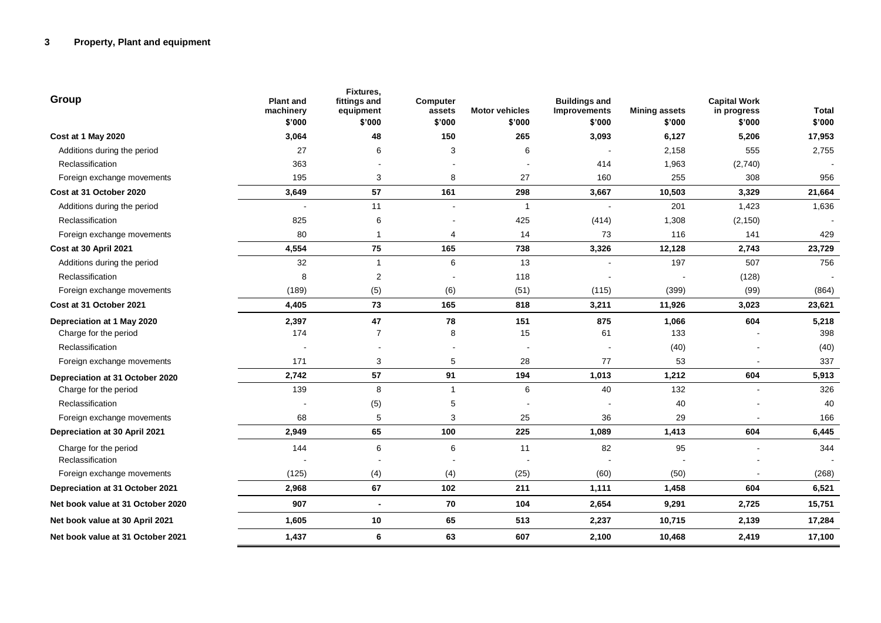## 3 Property, Plant and equipment

| Group | Plant and machinery \$'000 | Fixtures, fittings and equipment \$'000 | Computer assets \$'000 | Motor vehicles \$'000 | Buildings and Improvements \$'000 | Mining assets \$'000 | Capital Work in progress \$'000 | Total \$'000 |
|---|---|---|---|---|---|---|---|---|
| **Cost at 1 May 2020** | **3,064** | **48** | **150** | **265** | **3,093** | **6,127** | **5,206** | **17,953** |
| Additions during the period | 27 | 6 | 3 | 6 | - | 2,158 | 555 | 2,755 |
| Reclassification | 363 | - | - | - | 414 | 1,963 | (2,740) | - |
| Foreign exchange movements | 195 | 3 | 8 | 27 | 160 | 255 | 308 | 956 |
| **Cost at 31 October 2020** | **3,649** | **57** | **161** | **298** | **3,667** | **10,503** | **3,329** | **21,664** |
| Additions during the period | - | 11 | - | 1 | - | 201 | 1,423 | 1,636 |
| Reclassification | 825 | 6 | - | 425 | (414) | 1,308 | (2,150) | - |
| Foreign exchange movements | 80 | 1 | 4 | 14 | 73 | 116 | 141 | 429 |
| **Cost at 30 April 2021** | **4,554** | **75** | **165** | **738** | **3,326** | **12,128** | **2,743** | **23,729** |
| Additions during the period | 32 | 1 | 6 | 13 | - | 197 | 507 | 756 |
| Reclassification | 8 | 2 | - | 118 | - | - | (128) | - |
| Foreign exchange movements | (189) | (5) | (6) | (51) | (115) | (399) | (99) | (864) |
| **Cost at 31 October 2021** | **4,405** | **73** | **165** | **818** | **3,211** | **11,926** | **3,023** | **23,621** |
| **Depreciation at 1 May 2020** | **2,397** | **47** | **78** | **151** | **875** | **1,066** | **604** | **5,218** |
| Charge for the period | 174 | 7 | 8 | 15 | 61 | 133 | - | 398 |
| Reclassification | - | - | - | - | - | (40) | - | (40) |
| Foreign exchange movements | 171 | 3 | 5 | 28 | 77 | 53 | - | 337 |
| **Depreciation at 31 October 2020** | **2,742** | **57** | **91** | **194** | **1,013** | **1,212** | **604** | **5,913** |
| Charge for the period | 139 | 8 | 1 | 6 | 40 | 132 | - | 326 |
| Reclassification | - | (5) | 5 | - | - | 40 | - | 40 |
| Foreign exchange movements | 68 | 5 | 3 | 25 | 36 | 29 | - | 166 |
| **Depreciation at 30 April 2021** | **2,949** | **65** | **100** | **225** | **1,089** | **1,413** | **604** | **6,445** |
| Charge for the period | 144 | 6 | 6 | 11 | 82 | 95 | - | 344 |
| Reclassification | - | - | - | - | - | - | - | - |
| Foreign exchange movements | (125) | (4) | (4) | (25) | (60) | (50) | - | (268) |
| **Depreciation at 31 October 2021** | **2,968** | **67** | **102** | **211** | **1,111** | **1,458** | **604** | **6,521** |
| **Net book value at 31 October 2020** | **907** | **-** | **70** | **104** | **2,654** | **9,291** | **2,725** | **15,751** |
| **Net book value at 30 April 2021** | **1,605** | **10** | **65** | **513** | **2,237** | **10,715** | **2,139** | **17,284** |
| **Net book value at 31 October 2021** | **1,437** | **6** | **63** | **607** | **2,100** | **10,468** | **2,419** | **17,100** |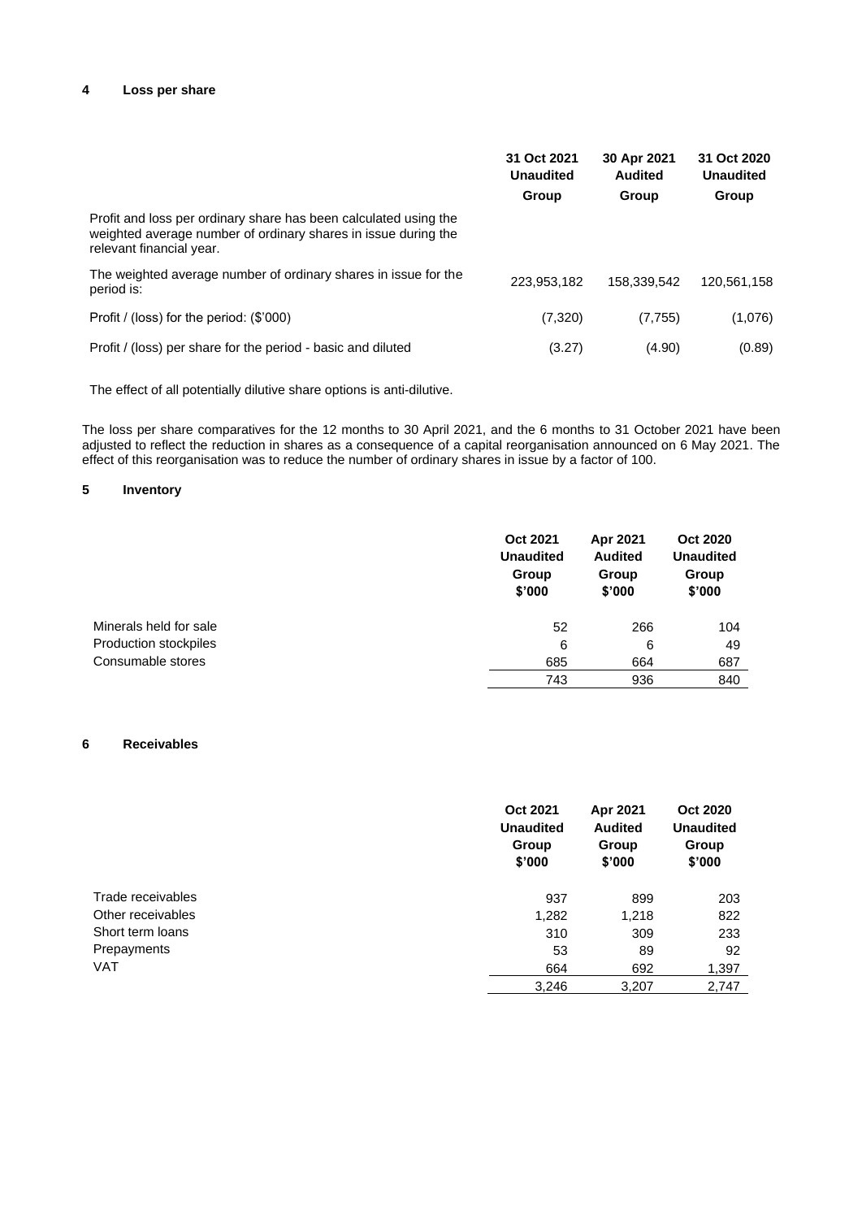## 4 Loss per share

| | 31 Oct 2021 Unaudited Group | 30 Apr 2021 Audited Group | 31 Oct 2020 Unaudited Group |
|---|---|---|---|
| Profit and loss per ordinary share has been calculated using the weighted average number of ordinary shares in issue during the relevant financial year. | | | |
| The weighted average number of ordinary shares in issue for the period is: | 223,953,182 | 158,339,542 | 120,561,158 |
| Profit / (loss) for the period: ($'000) | (7,320) | (7,755) | (1,076) |
| Profit / (loss) per share for the period - basic and diluted | (3.27) | (4.90) | (0.89) |

The effect of all potentially dilutive share options is anti-dilutive.

The loss per share comparatives for the 12 months to 30 April 2021, and the 6 months to 31 October 2021 have been adjusted to reflect the reduction in shares as a consequence of a capital reorganisation announced on 6 May 2021. The effect of this reorganisation was to reduce the number of ordinary shares in issue by a factor of 100.

## 5 Inventory

| | Oct 2021 Unaudited Group $'000 | Apr 2021 Audited Group $'000 | Oct 2020 Unaudited Group $'000 |
|---|---|---|---|
| Minerals held for sale | 52 | 266 | 104 |
| Production stockpiles | 6 | 6 | 49 |
| Consumable stores | 685 | 664 | 687 |
| | 743 | 936 | 840 |

## 6 Receivables

| | Oct 2021 Unaudited Group $'000 | Apr 2021 Audited Group $'000 | Oct 2020 Unaudited Group $'000 |
|---|---|---|---|
| Trade receivables | 937 | 899 | 203 |
| Other receivables | 1,282 | 1,218 | 822 |
| Short term loans | 310 | 309 | 233 |
| Prepayments | 53 | 89 | 92 |
| VAT | 664 | 692 | 1,397 |
| | 3,246 | 3,207 | 2,747 |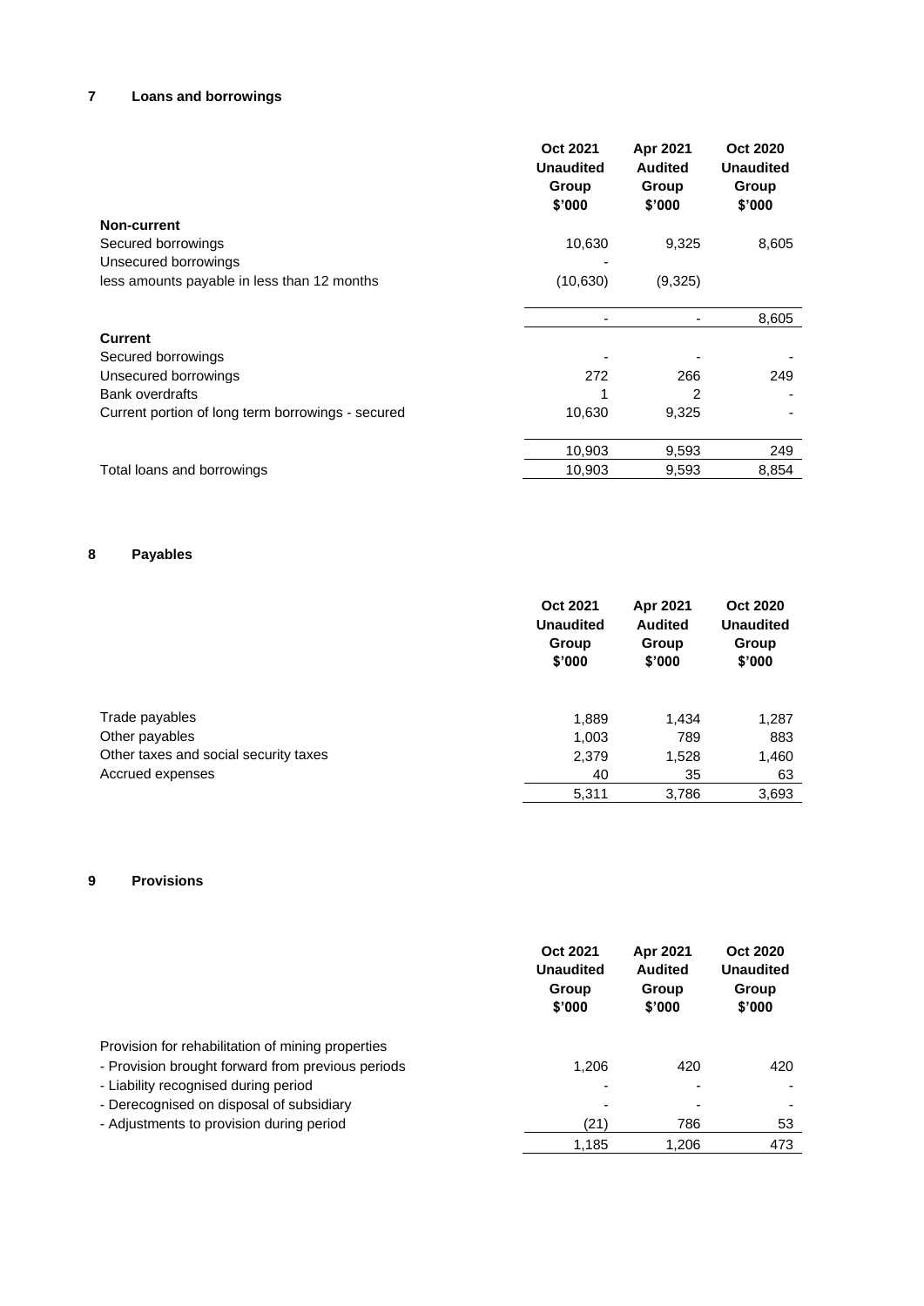## 7 Loans and borrowings

| | Oct 2021 Unaudited Group $'000 | Apr 2021 Audited Group $'000 | Oct 2020 Unaudited Group $'000 |
|---|---|---|---|
| **Non-current** | | | |
| Secured borrowings | 10,630 | 9,325 | 8,605 |
| Unsecured borrowings | - | | |
| less amounts payable in less than 12 months | (10,630) | (9,325) | |
| | - | - | 8,605 |
| **Current** | | | |
| Secured borrowings | - | - | - |
| Unsecured borrowings | 272 | 266 | 249 |
| Bank overdrafts | 1 | 2 | - |
| Current portion of long term borrowings - secured | 10,630 | 9,325 | - |
| | 10,903 | 9,593 | 249 |
| Total loans and borrowings | 10,903 | 9,593 | 8,854 |

## 8 Payables

| | Oct 2021 Unaudited Group $'000 | Apr 2021 Audited Group $'000 | Oct 2020 Unaudited Group $'000 |
|---|---|---|---|
| Trade payables | 1,889 | 1,434 | 1,287 |
| Other payables | 1,003 | 789 | 883 |
| Other taxes and social security taxes | 2,379 | 1,528 | 1,460 |
| Accrued expenses | 40 | 35 | 63 |
| | 5,311 | 3,786 | 3,693 |

## 9 Provisions

| | Oct 2021 Unaudited Group $'000 | Apr 2021 Audited Group $'000 | Oct 2020 Unaudited Group $'000 |
|---|---|---|---|
| Provision for rehabilitation of mining properties | | | |
| - Provision brought forward from previous periods | 1,206 | 420 | 420 |
| - Liability recognised during period | - | - | - |
| - Derecognised on disposal of subsidiary | - | - | - |
| - Adjustments to provision during period | (21) | 786 | 53 |
| | 1,185 | 1,206 | 473 |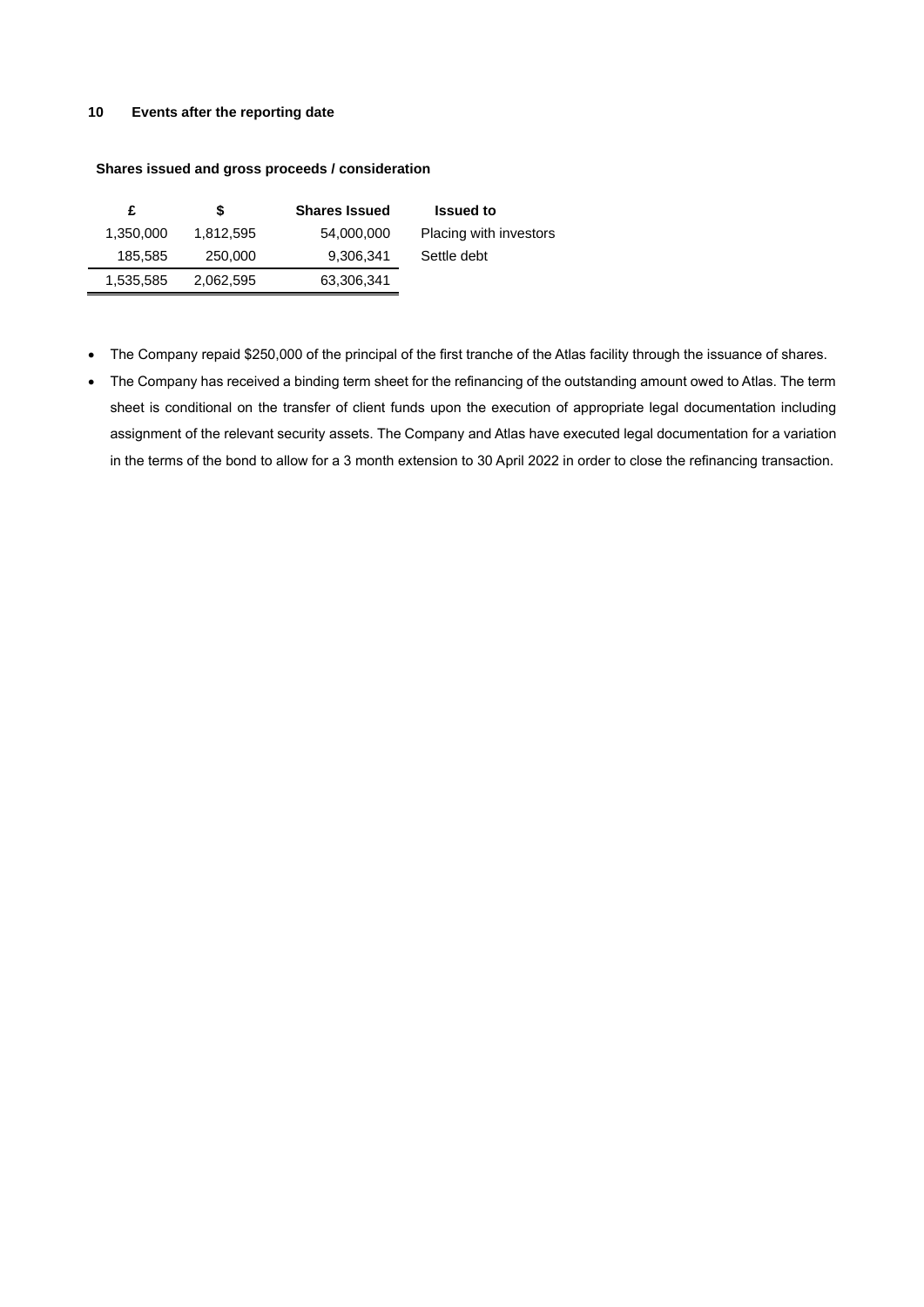## 10 Events after the reporting date

**Shares issued and gross proceeds / consideration**

| £ | $ | Shares Issued | Issued to |
|---|---|---|---|
| 1,350,000 | 1,812,595 | 54,000,000 | Placing with investors |
| 185,585 | 250,000 | 9,306,341 | Settle debt |
| 1,535,585 | 2,062,595 | 63,306,341 | |

- The Company repaid $250,000 of the principal of the first tranche of the Atlas facility through the issuance of shares.
- The Company has received a binding term sheet for the refinancing of the outstanding amount owed to Atlas. The term sheet is conditional on the transfer of client funds upon the execution of appropriate legal documentation including assignment of the relevant security assets. The Company and Atlas have executed legal documentation for a variation in the terms of the bond to allow for a 3 month extension to 30 April 2022 in order to close the refinancing transaction.